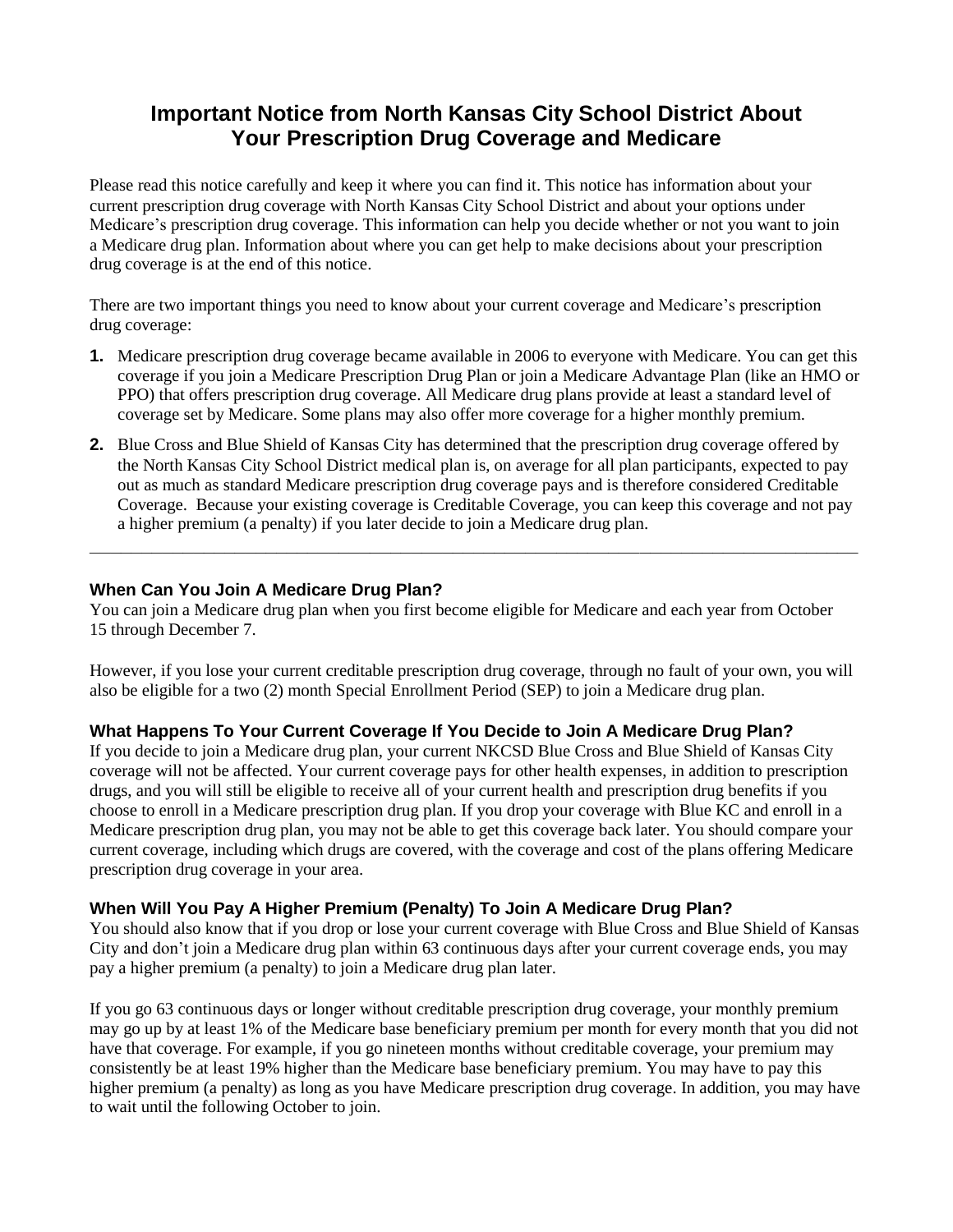# Important Notice from North Kansas City School District About Your Prescription Drug Coverage and Medicare

Please read this notice carefully and keep it where you can find it. This notice has information about your current prescription drug coverage with North Kansas City School District and about your options under Medicare's prescription drug coverage. This information can help you decide whether or not you want to join a Medicare drug plan. Information about where you can get help to make decisions about your prescription drug coverage is at the end of this notice.

There are two important things you need to know about your current coverage and Medicare's prescription drug coverage:

1. Medicare prescription drug coverage became available in 2006 to everyone with Medicare. You can get this coverage if you join a Medicare Prescription Drug Plan or join a Medicare Advantage Plan (like an HMO or PPO) that offers prescription drug coverage. All Medicare drug plans provide at least a standard level of coverage set by Medicare. Some plans may also offer more coverage for a higher monthly premium.
2. Blue Cross and Blue Shield of Kansas City has determined that the prescription drug coverage offered by the North Kansas City School District medical plan is, on average for all plan participants, expected to pay out as much as standard Medicare prescription drug coverage pays and is therefore considered Creditable Coverage. Because your existing coverage is Creditable Coverage, you can keep this coverage and not pay a higher premium (a penalty) if you later decide to join a Medicare drug plan.

---

### When Can You Join A Medicare Drug Plan?

You can join a Medicare drug plan when you first become eligible for Medicare and each year from October 15 through December 7.

However, if you lose your current creditable prescription drug coverage, through no fault of your own, you will also be eligible for a two (2) month Special Enrollment Period (SEP) to join a Medicare drug plan.

### What Happens To Your Current Coverage If You Decide to Join A Medicare Drug Plan?

If you decide to join a Medicare drug plan, your current NKCSD Blue Cross and Blue Shield of Kansas City coverage will not be affected. Your current coverage pays for other health expenses, in addition to prescription drugs, and you will still be eligible to receive all of your current health and prescription drug benefits if you choose to enroll in a Medicare prescription drug plan. If you drop your coverage with Blue KC and enroll in a Medicare prescription drug plan, you may not be able to get this coverage back later. You should compare your current coverage, including which drugs are covered, with the coverage and cost of the plans offering Medicare prescription drug coverage in your area.

### When Will You Pay A Higher Premium (Penalty) To Join A Medicare Drug Plan?

You should also know that if you drop or lose your current coverage with Blue Cross and Blue Shield of Kansas City and don't join a Medicare drug plan within 63 continuous days after your current coverage ends, you may pay a higher premium (a penalty) to join a Medicare drug plan later.

If you go 63 continuous days or longer without creditable prescription drug coverage, your monthly premium may go up by at least 1% of the Medicare base beneficiary premium per month for every month that you did not have that coverage. For example, if you go nineteen months without creditable coverage, your premium may consistently be at least 19% higher than the Medicare base beneficiary premium. You may have to pay this higher premium (a penalty) as long as you have Medicare prescription drug coverage. In addition, you may have to wait until the following October to join.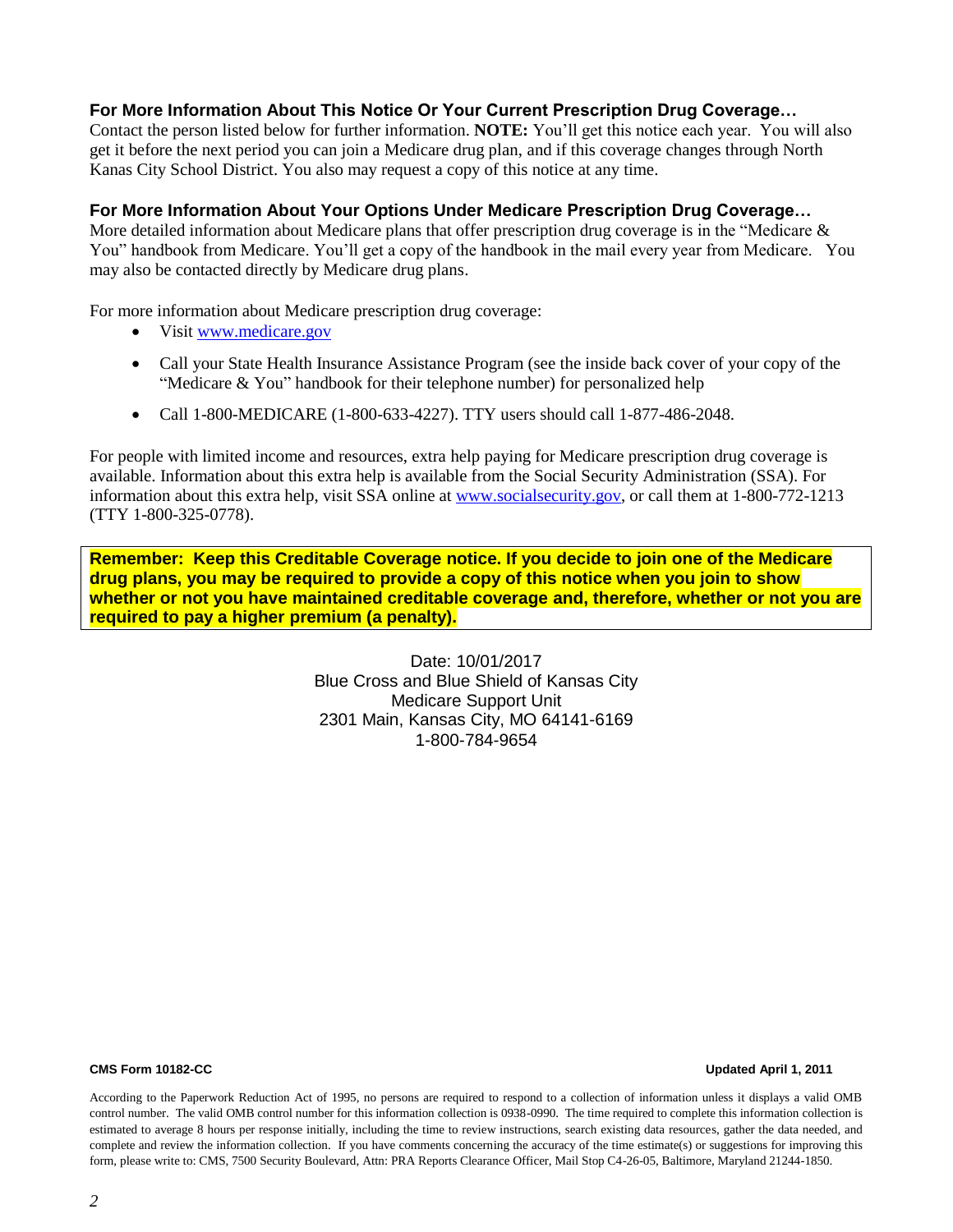### For More Information About This Notice Or Your Current Prescription Drug Coverage…

Contact the person listed below for further information. **NOTE:** You'll get this notice each year. You will also get it before the next period you can join a Medicare drug plan, and if this coverage changes through North Kanas City School District. You also may request a copy of this notice at any time.

### For More Information About Your Options Under Medicare Prescription Drug Coverage…

More detailed information about Medicare plans that offer prescription drug coverage is in the "Medicare & You" handbook from Medicare. You'll get a copy of the handbook in the mail every year from Medicare. You may also be contacted directly by Medicare drug plans.

For more information about Medicare prescription drug coverage:

- Visit www.medicare.gov
- Call your State Health Insurance Assistance Program (see the inside back cover of your copy of the "Medicare & You" handbook for their telephone number) for personalized help
- Call 1-800-MEDICARE (1-800-633-4227). TTY users should call 1-877-486-2048.

For people with limited income and resources, extra help paying for Medicare prescription drug coverage is available. Information about this extra help is available from the Social Security Administration (SSA). For information about this extra help, visit SSA online at www.socialsecurity.gov, or call them at 1-800-772-1213 (TTY 1-800-325-0778).

**Remember: Keep this Creditable Coverage notice. If you decide to join one of the Medicare drug plans, you may be required to provide a copy of this notice when you join to show whether or not you have maintained creditable coverage and, therefore, whether or not you are required to pay a higher premium (a penalty).**

Date: 10/01/2017
Blue Cross and Blue Shield of Kansas City
Medicare Support Unit
2301 Main, Kansas City, MO 64141-6169
1-800-784-9654

**CMS Form 10182-CC** **Updated April 1, 2011**

According to the Paperwork Reduction Act of 1995, no persons are required to respond to a collection of information unless it displays a valid OMB control number. The valid OMB control number for this information collection is 0938-0990. The time required to complete this information collection is estimated to average 8 hours per response initially, including the time to review instructions, search existing data resources, gather the data needed, and complete and review the information collection. If you have comments concerning the accuracy of the time estimate(s) or suggestions for improving this form, please write to: CMS, 7500 Security Boulevard, Attn: PRA Reports Clearance Officer, Mail Stop C4-26-05, Baltimore, Maryland 21244-1850.